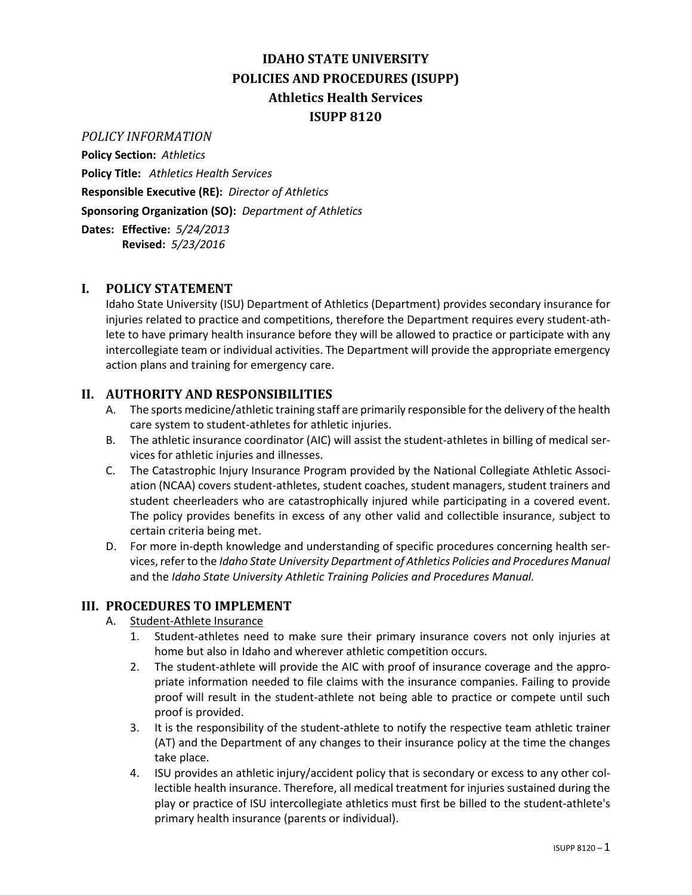# IDAHO STATE UNIVERSITY
# POLICIES AND PROCEDURES (ISUPP)
# Athletics Health Services
# ISUPP 8120

*POLICY INFORMATION*

**Policy Section:** *Athletics*

**Policy Title:** *Athletics Health Services*

**Responsible Executive (RE):** *Director of Athletics*

**Sponsoring Organization (SO):** *Department of Athletics*

**Dates: Effective:** *5/24/2013*
**Revised:** *5/23/2016*

## I. POLICY STATEMENT

Idaho State University (ISU) Department of Athletics (Department) provides secondary insurance for injuries related to practice and competitions, therefore the Department requires every student-athlete to have primary health insurance before they will be allowed to practice or participate with any intercollegiate team or individual activities. The Department will provide the appropriate emergency action plans and training for emergency care.

## II. AUTHORITY AND RESPONSIBILITIES

A. The sports medicine/athletic training staff are primarily responsible for the delivery of the health care system to student-athletes for athletic injuries.

B. The athletic insurance coordinator (AIC) will assist the student-athletes in billing of medical services for athletic injuries and illnesses.

C. The Catastrophic Injury Insurance Program provided by the National Collegiate Athletic Association (NCAA) covers student-athletes, student coaches, student managers, student trainers and student cheerleaders who are catastrophically injured while participating in a covered event. The policy provides benefits in excess of any other valid and collectible insurance, subject to certain criteria being met.

D. For more in-depth knowledge and understanding of specific procedures concerning health services, refer to the *Idaho State University Department of Athletics Policies and Procedures Manual* and the *Idaho State University Athletic Training Policies and Procedures Manual.*

## III. PROCEDURES TO IMPLEMENT

A. <u>Student-Athlete Insurance</u>

1. Student-athletes need to make sure their primary insurance covers not only injuries at home but also in Idaho and wherever athletic competition occurs.
2. The student-athlete will provide the AIC with proof of insurance coverage and the appropriate information needed to file claims with the insurance companies. Failing to provide proof will result in the student-athlete not being able to practice or compete until such proof is provided.
3. It is the responsibility of the student-athlete to notify the respective team athletic trainer (AT) and the Department of any changes to their insurance policy at the time the changes take place.
4. ISU provides an athletic injury/accident policy that is secondary or excess to any other collectible health insurance. Therefore, all medical treatment for injuries sustained during the play or practice of ISU intercollegiate athletics must first be billed to the student-athlete's primary health insurance (parents or individual).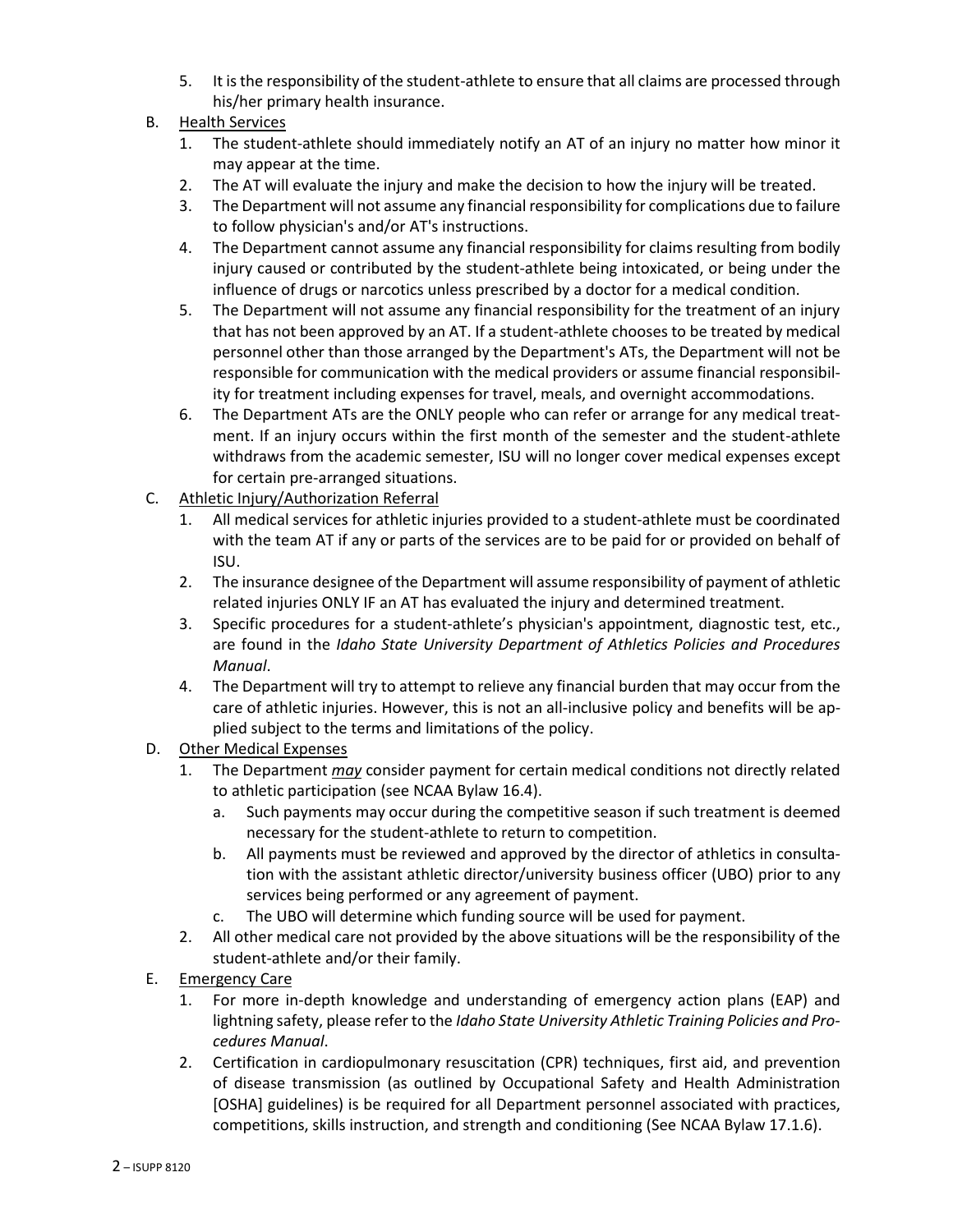5. It is the responsibility of the student-athlete to ensure that all claims are processed through his/her primary health insurance.

B. <u>Health Services</u>
   1. The student-athlete should immediately notify an AT of an injury no matter how minor it may appear at the time.
   2. The AT will evaluate the injury and make the decision to how the injury will be treated.
   3. The Department will not assume any financial responsibility for complications due to failure to follow physician's and/or AT's instructions.
   4. The Department cannot assume any financial responsibility for claims resulting from bodily injury caused or contributed by the student-athlete being intoxicated, or being under the influence of drugs or narcotics unless prescribed by a doctor for a medical condition.
   5. The Department will not assume any financial responsibility for the treatment of an injury that has not been approved by an AT. If a student-athlete chooses to be treated by medical personnel other than those arranged by the Department's ATs, the Department will not be responsible for communication with the medical providers or assume financial responsibility for treatment including expenses for travel, meals, and overnight accommodations.
   6. The Department ATs are the ONLY people who can refer or arrange for any medical treatment. If an injury occurs within the first month of the semester and the student-athlete withdraws from the academic semester, ISU will no longer cover medical expenses except for certain pre-arranged situations.

C. <u>Athletic Injury/Authorization Referral</u>
   1. All medical services for athletic injuries provided to a student-athlete must be coordinated with the team AT if any or parts of the services are to be paid for or provided on behalf of ISU.
   2. The insurance designee of the Department will assume responsibility of payment of athletic related injuries ONLY IF an AT has evaluated the injury and determined treatment.
   3. Specific procedures for a student-athlete's physician's appointment, diagnostic test, etc., are found in the *Idaho State University Department of Athletics Policies and Procedures Manual*.
   4. The Department will try to attempt to relieve any financial burden that may occur from the care of athletic injuries. However, this is not an all-inclusive policy and benefits will be applied subject to the terms and limitations of the policy.

D. <u>Other Medical Expenses</u>
   1. The Department ***may*** consider payment for certain medical conditions not directly related to athletic participation (see NCAA Bylaw 16.4).
      a. Such payments may occur during the competitive season if such treatment is deemed necessary for the student-athlete to return to competition.
      b. All payments must be reviewed and approved by the director of athletics in consultation with the assistant athletic director/university business officer (UBO) prior to any services being performed or any agreement of payment.
      c. The UBO will determine which funding source will be used for payment.
   2. All other medical care not provided by the above situations will be the responsibility of the student-athlete and/or their family.

E. <u>Emergency Care</u>
   1. For more in-depth knowledge and understanding of emergency action plans (EAP) and lightning safety, please refer to the *Idaho State University Athletic Training Policies and Procedures Manual*.
   2. Certification in cardiopulmonary resuscitation (CPR) techniques, first aid, and prevention of disease transmission (as outlined by Occupational Safety and Health Administration [OSHA] guidelines) is be required for all Department personnel associated with practices, competitions, skills instruction, and strength and conditioning (See NCAA Bylaw 17.1.6).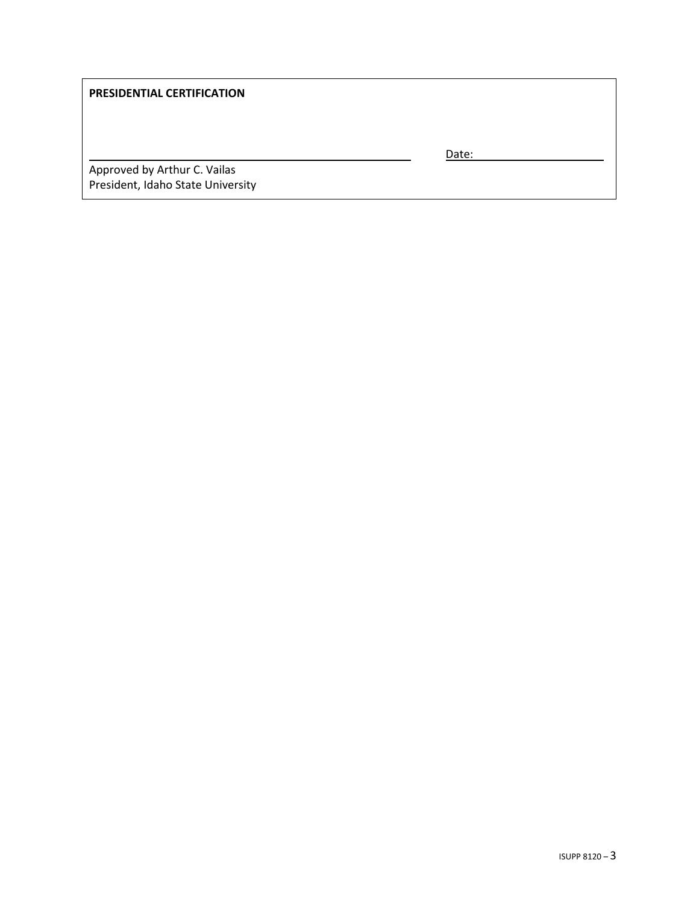**PRESIDENTIAL CERTIFICATION**

\_\_\_\_\_\_\_\_\_\_\_\_\_\_\_\_\_\_\_\_\_\_\_\_\_\_\_\_\_\_\_\_\_\_\_\_\_\_\_\_ Date: \_\_\_\_\_\_\_\_\_\_\_\_\_\_\_\_

Approved by Arthur C. Vailas
President, Idaho State University